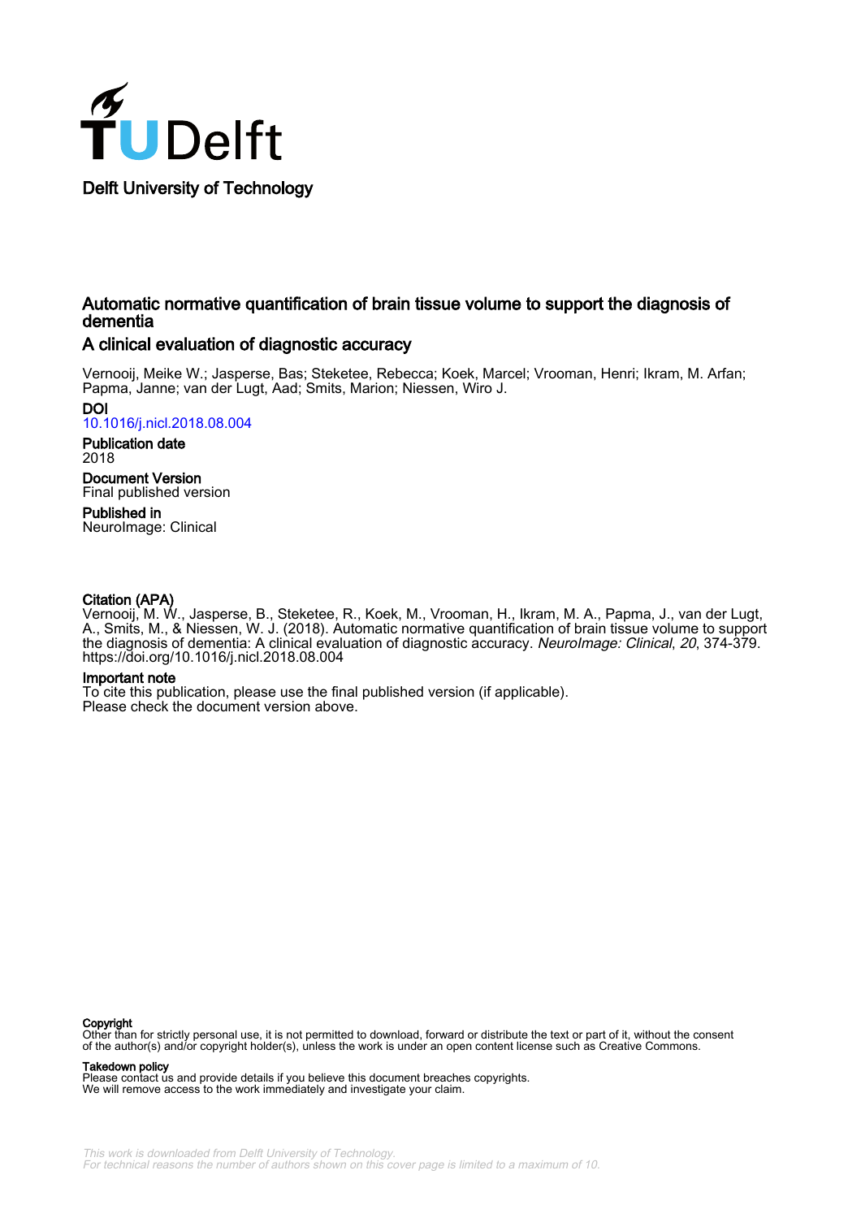Delft University of Technology

# Automatic normative quantification of brain tissue volume to support the diagnosis of dementia

## A clinical evaluation of diagnostic accuracy

Vernooij, Meike W.; Jasperse, Bas; Steketee, Rebecca; Koek, Marcel; Vrooman, Henri; Ikram, M. Arfan; Papma, Janne; van der Lugt, Aad; Smits, Marion; Niessen, Wiro J.

**DOI**
10.1016/j.nicl.2018.08.004

**Publication date**
2018

**Document Version**
Final published version

**Published in**
NeuroImage: Clinical

**Citation (APA)**
Vernooij, M. W., Jasperse, B., Steketee, R., Koek, M., Vrooman, H., Ikram, M. A., Papma, J., van der Lugt, A., Smits, M., & Niessen, W. J. (2018). Automatic normative quantification of brain tissue volume to support the diagnosis of dementia: A clinical evaluation of diagnostic accuracy. *NeuroImage: Clinical*, *20*, 374-379. https://doi.org/10.1016/j.nicl.2018.08.004

**Important note**
To cite this publication, please use the final published version (if applicable).
Please check the document version above.

**Copyright**
Other than for strictly personal use, it is not permitted to download, forward or distribute the text or part of it, without the consent of the author(s) and/or copyright holder(s), unless the work is under an open content license such as Creative Commons.

**Takedown policy**
Please contact us and provide details if you believe this document breaches copyrights.
We will remove access to the work immediately and investigate your claim.

This work is downloaded from Delft University of Technology.
For technical reasons the number of authors shown on this cover page is limited to a maximum of 10.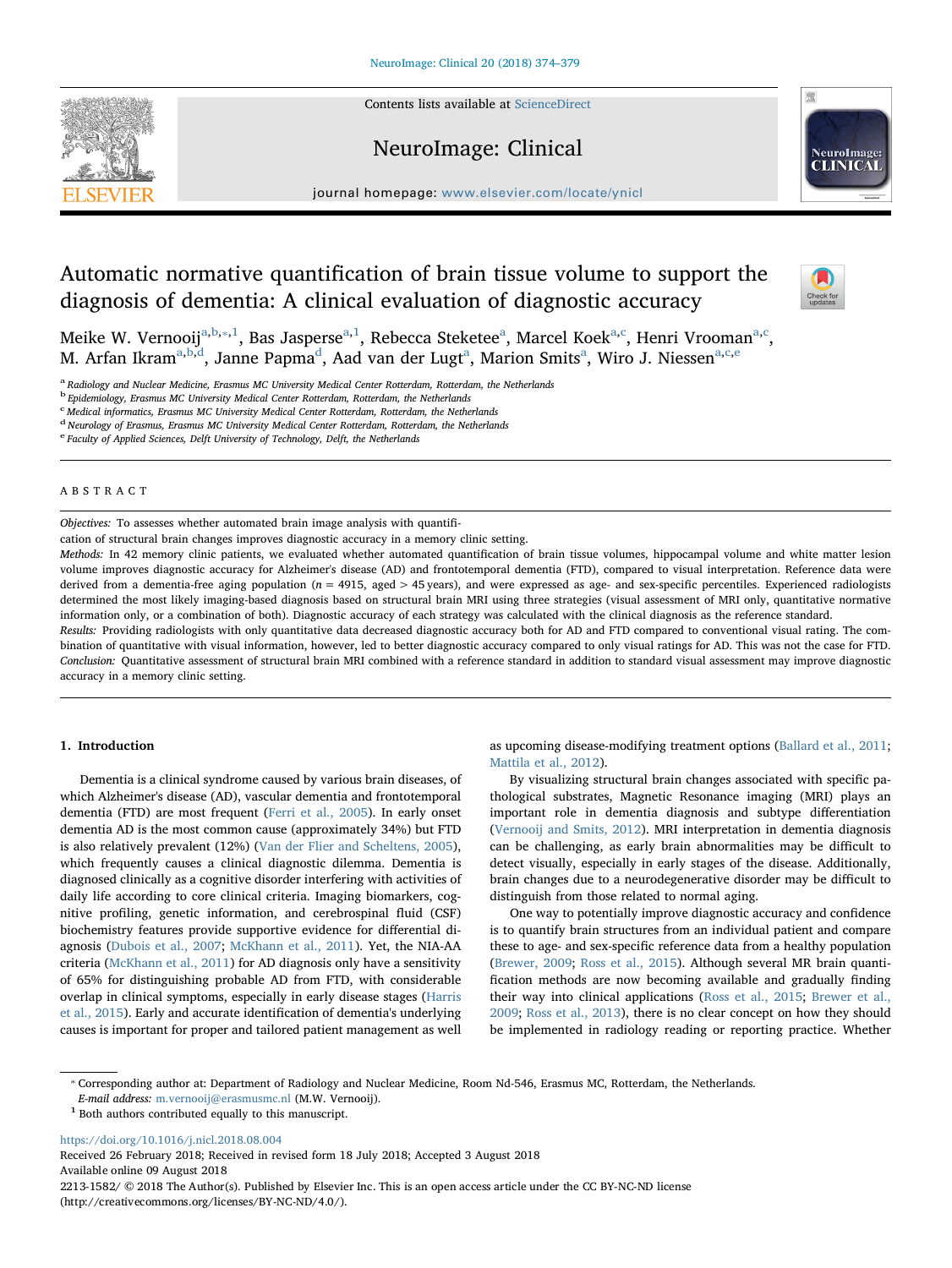# Automatic normative quantification of brain tissue volume to support the diagnosis of dementia: A clinical evaluation of diagnostic accuracy

Meike W. Vernooij[a,b,*,1], Bas Jasperse[a,1], Rebecca Steketee[a], Marcel Koek[a,c], Henri Vrooman[a,c], M. Arfan Ikram[a,b,d], Janne Papma[d], Aad van der Lugt[a], Marion Smits[a], Wiro J. Niessen[a,c,e]

[a] Radiology and Nuclear Medicine, Erasmus MC University Medical Center Rotterdam, Rotterdam, the Netherlands
[b] Epidemiology, Erasmus MC University Medical Center Rotterdam, Rotterdam, the Netherlands
[c] Medical informatics, Erasmus MC University Medical Center Rotterdam, Rotterdam, the Netherlands
[d] Neurology of Erasmus, Erasmus MC University Medical Center Rotterdam, Rotterdam, the Netherlands
[e] Faculty of Applied Sciences, Delft University of Technology, Delft, the Netherlands

## ABSTRACT

*Objectives:* To assesses whether automated brain image analysis with quantification of structural brain changes improves diagnostic accuracy in a memory clinic setting.

*Methods:* In 42 memory clinic patients, we evaluated whether automated quantification of brain tissue volumes, hippocampal volume and white matter lesion volume improves diagnostic accuracy for Alzheimer's disease (AD) and frontotemporal dementia (FTD), compared to visual interpretation. Reference data were derived from a dementia-free aging population ($n$ = 4915, aged > 45 years), and were expressed as age- and sex-specific percentiles. Experienced radiologists determined the most likely imaging-based diagnosis based on structural brain MRI using three strategies (visual assessment of MRI only, quantitative normative information only, or a combination of both). Diagnostic accuracy of each strategy was calculated with the clinical diagnosis as the reference standard.

*Results:* Providing radiologists with only quantitative data decreased diagnostic accuracy both for AD and FTD compared to conventional visual rating. The combination of quantitative with visual information, however, led to better diagnostic accuracy compared to only visual ratings for AD. This was not the case for FTD.

*Conclusion:* Quantitative assessment of structural brain MRI combined with a reference standard in addition to standard visual assessment may improve diagnostic accuracy in a memory clinic setting.

## 1. Introduction

Dementia is a clinical syndrome caused by various brain diseases, of which Alzheimer's disease (AD), vascular dementia and frontotemporal dementia (FTD) are most frequent (Ferri et al., 2005). In early onset dementia AD is the most common cause (approximately 34%) but FTD is also relatively prevalent (12%) (Van der Flier and Scheltens, 2005), which frequently causes a clinical diagnostic dilemma. Dementia is diagnosed clinically as a cognitive disorder interfering with activities of daily life according to core clinical criteria. Imaging biomarkers, cognitive profiling, genetic information, and cerebrospinal fluid (CSF) biochemistry features provide supportive evidence for differential diagnosis (Dubois et al., 2007; McKhann et al., 2011). Yet, the NIA-AA criteria (McKhann et al., 2011) for AD diagnosis only have a sensitivity of 65% for distinguishing probable AD from FTD, with considerable overlap in clinical symptoms, especially in early disease stages (Harris et al., 2015). Early and accurate identification of dementia's underlying causes is important for proper and tailored patient management as well as upcoming disease-modifying treatment options (Ballard et al., 2011; Mattila et al., 2012).

By visualizing structural brain changes associated with specific pathological substrates, Magnetic Resonance imaging (MRI) plays an important role in dementia diagnosis and subtype differentiation (Vernooij and Smits, 2012). MRI interpretation in dementia diagnosis can be challenging, as early brain abnormalities may be difficult to detect visually, especially in early stages of the disease. Additionally, brain changes due to a neurodegenerative disorder may be difficult to distinguish from those related to normal aging.

One way to potentially improve diagnostic accuracy and confidence is to quantify brain structures from an individual patient and compare these to age- and sex-specific reference data from a healthy population (Brewer, 2009; Ross et al., 2015). Although several MR brain quantification methods are now becoming available and gradually finding their way into clinical applications (Ross et al., 2015; Brewer et al., 2009; Ross et al., 2013), there is no clear concept on how they should be implemented in radiology reading or reporting practice. Whether

* Corresponding author at: Department of Radiology and Nuclear Medicine, Room Nd-546, Erasmus MC, Rotterdam, the Netherlands.
*E-mail address:* m.vernooij@erasmusmc.nl (M.W. Vernooij).
[1] Both authors contributed equally to this manuscript.

https://doi.org/10.1016/j.nicl.2018.08.004
Received 26 February 2018; Received in revised form 18 July 2018; Accepted 3 August 2018
Available online 09 August 2018
2213-1582/ © 2018 The Author(s). Published by Elsevier Inc. This is an open access article under the CC BY-NC-ND license (http://creativecommons.org/licenses/BY-NC-ND/4.0/).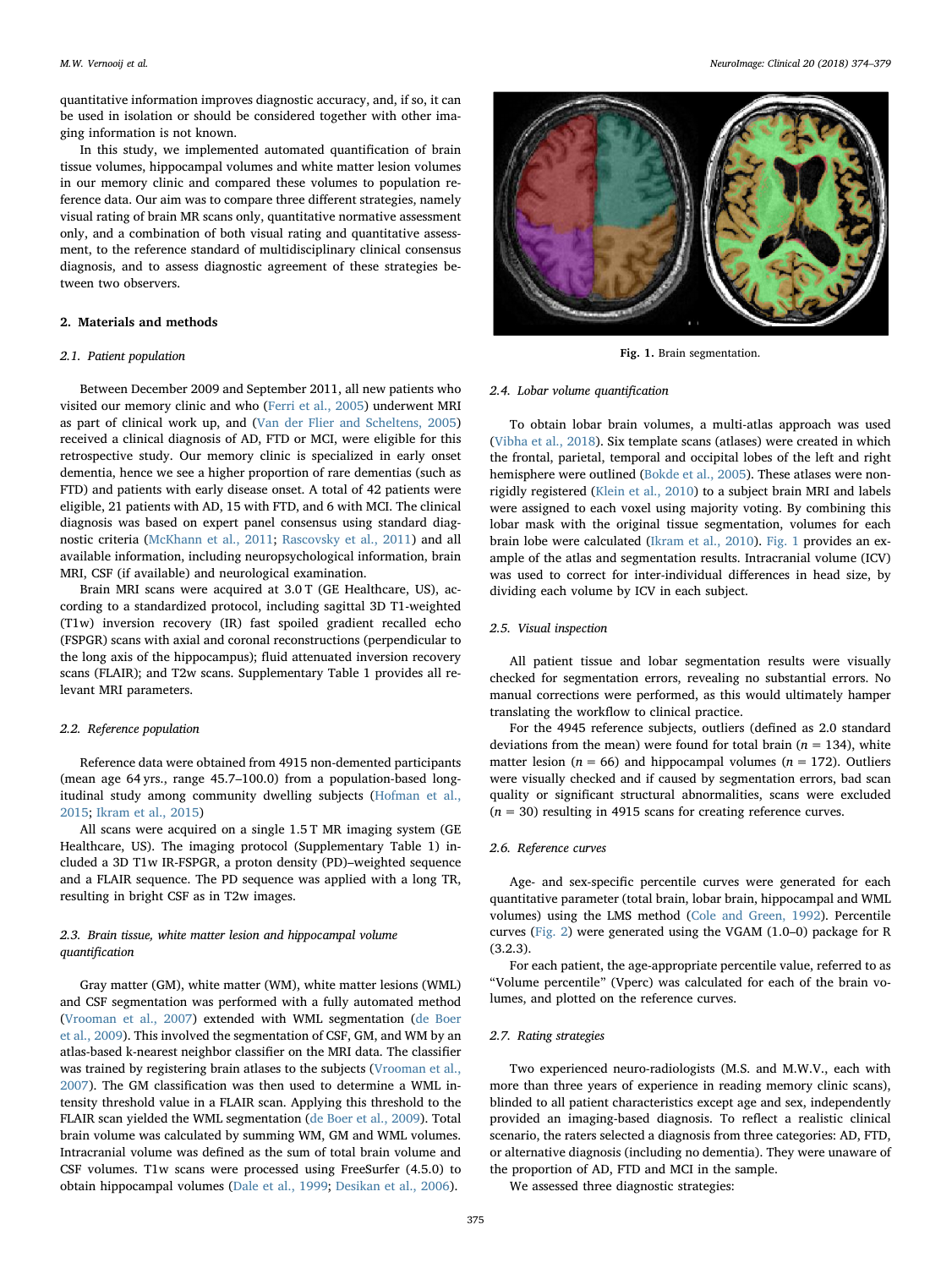quantitative information improves diagnostic accuracy, and, if so, it can be used in isolation or should be considered together with other imaging information is not known.

In this study, we implemented automated quantification of brain tissue volumes, hippocampal volumes and white matter lesion volumes in our memory clinic and compared these volumes to population reference data. Our aim was to compare three different strategies, namely visual rating of brain MR scans only, quantitative normative assessment only, and a combination of both visual rating and quantitative assessment, to the reference standard of multidisciplinary clinical consensus diagnosis, and to assess diagnostic agreement of these strategies between two observers.

## 2. Materials and methods

### 2.1. Patient population

Between December 2009 and September 2011, all new patients who visited our memory clinic and who (Ferri et al., 2005) underwent MRI as part of clinical work up, and (Van der Flier and Scheltens, 2005) received a clinical diagnosis of AD, FTD or MCI, were eligible for this retrospective study. Our memory clinic is specialized in early onset dementia, hence we see a higher proportion of rare dementias (such as FTD) and patients with early disease onset. A total of 42 patients were eligible, 21 patients with AD, 15 with FTD, and 6 with MCI. The clinical diagnosis was based on expert panel consensus using standard diagnostic criteria (McKhann et al., 2011; Rascovsky et al., 2011) and all available information, including neuropsychological information, brain MRI, CSF (if available) and neurological examination.

Brain MRI scans were acquired at 3.0 T (GE Healthcare, US), according to a standardized protocol, including sagittal 3D T1-weighted (T1w) inversion recovery (IR) fast spoiled gradient recalled echo (FSPGR) scans with axial and coronal reconstructions (perpendicular to the long axis of the hippocampus); fluid attenuated inversion recovery scans (FLAIR); and T2w scans. Supplementary Table 1 provides all relevant MRI parameters.

### 2.2. Reference population

Reference data were obtained from 4915 non-demented participants (mean age 64 yrs., range 45.7–100.0) from a population-based longitudinal study among community dwelling subjects (Hofman et al., 2015; Ikram et al., 2015)

All scans were acquired on a single 1.5 T MR imaging system (GE Healthcare, US). The imaging protocol (Supplementary Table 1) included a 3D T1w IR-FSPGR, a proton density (PD)–weighted sequence and a FLAIR sequence. The PD sequence was applied with a long TR, resulting in bright CSF as in T2w images.

### 2.3. Brain tissue, white matter lesion and hippocampal volume quantification

Gray matter (GM), white matter (WM), white matter lesions (WML) and CSF segmentation was performed with a fully automated method (Vrooman et al., 2007) extended with WML segmentation (de Boer et al., 2009). This involved the segmentation of CSF, GM, and WM by an atlas-based k-nearest neighbor classifier on the MRI data. The classifier was trained by registering brain atlases to the subjects (Vrooman et al., 2007). The GM classification was then used to determine a WML intensity threshold value in a FLAIR scan. Applying this threshold to the FLAIR scan yielded the WML segmentation (de Boer et al., 2009). Total brain volume was calculated by summing WM, GM and WML volumes. Intracranial volume was defined as the sum of total brain volume and CSF volumes. T1w scans were processed using FreeSurfer (4.5.0) to obtain hippocampal volumes (Dale et al., 1999; Desikan et al., 2006).

Fig. 1. Brain segmentation.

### 2.4. Lobar volume quantification

To obtain lobar brain volumes, a multi-atlas approach was used (Vibha et al., 2018). Six template scans (atlases) were created in which the frontal, parietal, temporal and occipital lobes of the left and right hemisphere were outlined (Bokde et al., 2005). These atlases were non-rigidly registered (Klein et al., 2010) to a subject brain MRI and labels were assigned to each voxel using majority voting. By combining this lobar mask with the original tissue segmentation, volumes for each brain lobe were calculated (Ikram et al., 2010). Fig. 1 provides an example of the atlas and segmentation results. Intracranial volume (ICV) was used to correct for inter-individual differences in head size, by dividing each volume by ICV in each subject.

### 2.5. Visual inspection

All patient tissue and lobar segmentation results were visually checked for segmentation errors, revealing no substantial errors. No manual corrections were performed, as this would ultimately hamper translating the workflow to clinical practice.

For the 4945 reference subjects, outliers (defined as 2.0 standard deviations from the mean) were found for total brain ($n$ = 134), white matter lesion ($n$ = 66) and hippocampal volumes ($n$ = 172). Outliers were visually checked and if caused by segmentation errors, bad scan quality or significant structural abnormalities, scans were excluded ($n$ = 30) resulting in 4915 scans for creating reference curves.

### 2.6. Reference curves

Age- and sex-specific percentile curves were generated for each quantitative parameter (total brain, lobar brain, hippocampal and WML volumes) using the LMS method (Cole and Green, 1992). Percentile curves (Fig. 2) were generated using the VGAM (1.0–0) package for R (3.2.3).

For each patient, the age-appropriate percentile value, referred to as "Volume percentile" (Vperc) was calculated for each of the brain volumes, and plotted on the reference curves.

### 2.7. Rating strategies

Two experienced neuro-radiologists (M.S. and M.W.V., each with more than three years of experience in reading memory clinic scans), blinded to all patient characteristics except age and sex, independently provided an imaging-based diagnosis. To reflect a realistic clinical scenario, the raters selected a diagnosis from three categories: AD, FTD, or alternative diagnosis (including no dementia). They were unaware of the proportion of AD, FTD and MCI in the sample.

We assessed three diagnostic strategies: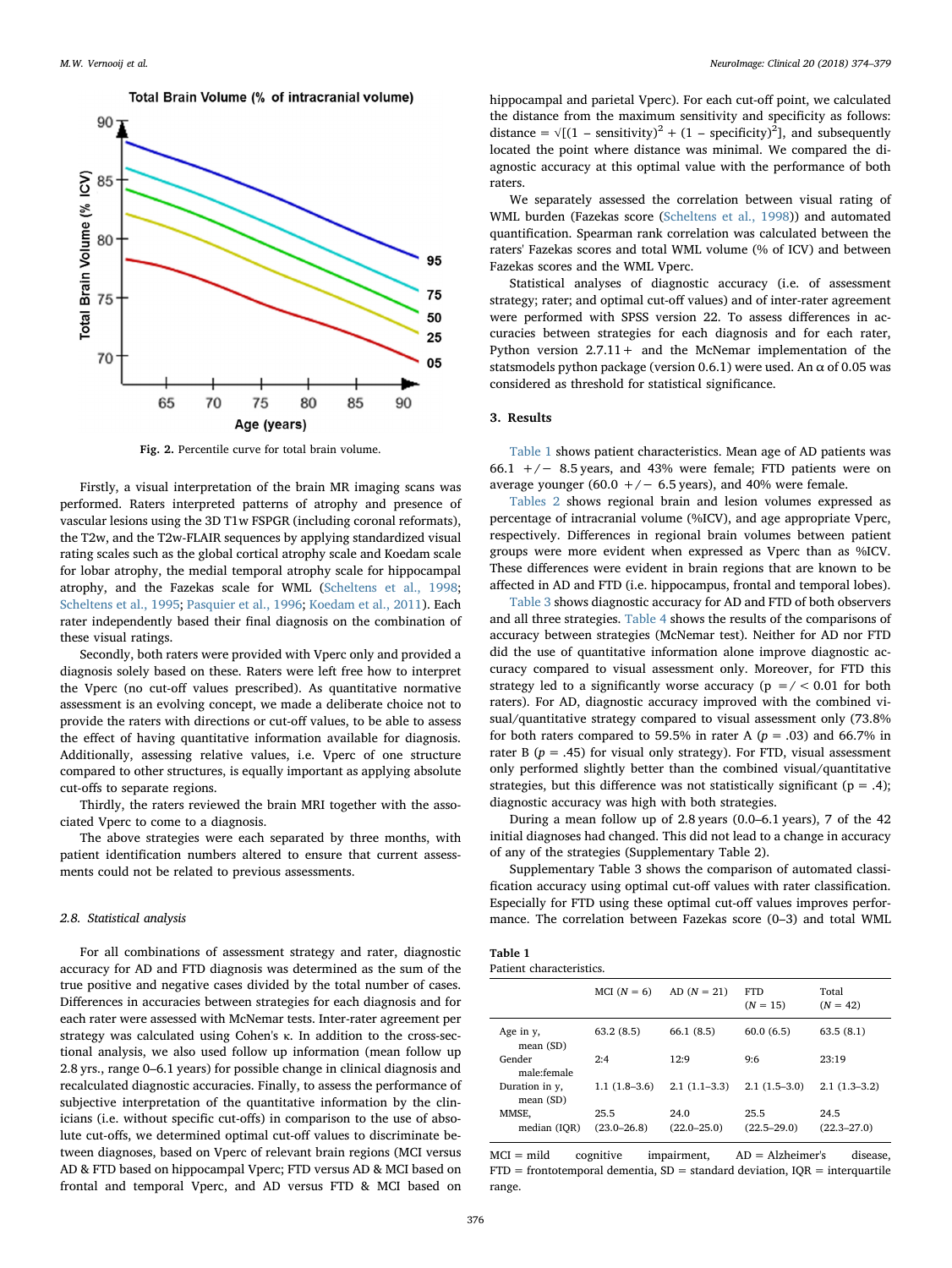Total Brain Volume (% of intracranial volume)

Total Brain Volume (% ICV)

90
85
80
75
70

95
75
50
25
05

65 70 75 80 85 90

Age (years)

**Fig. 2.** Percentile curve for total brain volume.

Firstly, a visual interpretation of the brain MR imaging scans was performed. Raters interpreted patterns of atrophy and presence of vascular lesions using the 3D T1w FSPGR (including coronal reformats), the T2w, and the T2w-FLAIR sequences by applying standardized visual rating scales such as the global cortical atrophy scale and Koedam scale for lobar atrophy, the medial temporal atrophy scale for hippocampal atrophy, and the Fazekas scale for WML (Scheltens et al., 1998; Scheltens et al., 1995; Pasquier et al., 1996; Koedam et al., 2011). Each rater independently based their final diagnosis on the combination of these visual ratings.

Secondly, both raters were provided with Vperc only and provided a diagnosis solely based on these. Raters were left free how to interpret the Vperc (no cut-off values prescribed). As quantitative normative assessment is an evolving concept, we made a deliberate choice not to provide the raters with directions or cut-off values, to be able to assess the effect of having quantitative information available for diagnosis. Additionally, assessing relative values, i.e. Vperc of one structure compared to other structures, is equally important as applying absolute cut-offs to separate regions.

Thirdly, the raters reviewed the brain MRI together with the associated Vperc to come to a diagnosis.

The above strategies were each separated by three months, with patient identification numbers altered to ensure that current assessments could not be related to previous assessments.

### 2.8. Statistical analysis

For all combinations of assessment strategy and rater, diagnostic accuracy for AD and FTD diagnosis was determined as the sum of the true positive and negative cases divided by the total number of cases. Differences in accuracies between strategies for each diagnosis and for each rater were assessed with McNemar tests. Inter-rater agreement per strategy was calculated using Cohen's κ. In addition to the cross-sectional analysis, we also used follow up information (mean follow up 2.8 yrs., range 0–6.1 years) for possible change in clinical diagnosis and recalculated diagnostic accuracies. Finally, to assess the performance of subjective interpretation of the quantitative information by the clinicians (i.e. without specific cut-offs) in comparison to the use of absolute cut-offs, we determined optimal cut-off values to discriminate between diagnoses, based on Vperc of relevant brain regions (MCI versus AD & FTD based on hippocampal Vperc; FTD versus AD & MCI based on frontal and temporal Vperc, and AD versus FTD & MCI based on hippocampal and parietal Vperc). For each cut-off point, we calculated the distance from the maximum sensitivity and specificity as follows: distance = $\sqrt{[(1 - \text{sensitivity})^2 + (1 - \text{specificity})^2]}$, and subsequently located the point where distance was minimal. We compared the diagnostic accuracy at this optimal value with the performance of both raters.

We separately assessed the correlation between visual rating of WML burden (Fazekas score (Scheltens et al., 1998)) and automated quantification. Spearman rank correlation was calculated between the raters' Fazekas scores and total WML volume (% of ICV) and between Fazekas scores and the WML Vperc.

Statistical analyses of diagnostic accuracy (i.e. of assessment strategy; rater; and optimal cut-off values) and of inter-rater agreement were performed with SPSS version 22. To assess differences in accuracies between strategies for each diagnosis and for each rater, Python version 2.7.11+ and the McNemar implementation of the statsmodels python package (version 0.6.1) were used. An α of 0.05 was considered as threshold for statistical significance.

## 3. Results

Table 1 shows patient characteristics. Mean age of AD patients was 66.1 +/− 8.5 years, and 43% were female; FTD patients were on average younger (60.0 +/− 6.5 years), and 40% were female.

Tables 2 shows regional brain and lesion volumes expressed as percentage of intracranial volume (%ICV), and age appropriate Vperc, respectively. Differences in regional brain volumes between patient groups were more evident when expressed as Vperc than as %ICV. These differences were evident in brain regions that are known to be affected in AD and FTD (i.e. hippocampus, frontal and temporal lobes).

Table 3 shows diagnostic accuracy for AD and FTD of both observers and all three strategies. Table 4 shows the results of the comparisons of accuracy between strategies (McNemar test). Neither for AD nor FTD did the use of quantitative information alone improve diagnostic accuracy compared to visual assessment only. Moreover, for FTD this strategy led to a significantly worse accuracy ($p$ =/ < 0.01 for both raters). For AD, diagnostic accuracy improved with the combined visual/quantitative strategy compared to visual assessment only (73.8% for both raters compared to 59.5% in rater A ($p$ = .03) and 66.7% in rater B ($p$ = .45) for visual only strategy). For FTD, visual assessment only performed slightly better than the combined visual/quantitative strategies, but this difference was not statistically significant (p = .4); diagnostic accuracy was high with both strategies.

During a mean follow up of 2.8 years (0.0–6.1 years), 7 of the 42 initial diagnoses had changed. This did not lead to a change in accuracy of any of the strategies (Supplementary Table 2).

Supplementary Table 3 shows the comparison of automated classification accuracy using optimal cut-off values with rater classification. Especially for FTD using these optimal cut-off values improves performance. The correlation between Fazekas score (0–3) and total WML

**Table 1**
Patient characteristics.

| | MCI (N = 6) | AD (N = 21) | FTD (N = 15) | Total (N = 42) |
|---|---|---|---|---|
| Age in y, mean (SD) | 63.2 (8.5) | 66.1 (8.5) | 60.0 (6.5) | 63.5 (8.1) |
| Gender male:female | 2:4 | 12:9 | 9:6 | 23:19 |
| Duration in y, mean (SD) | 1.1 (1.8–3.6) | 2.1 (1.1–3.3) | 2.1 (1.5–3.0) | 2.1 (1.3–3.2) |
| MMSE, median (IQR) | 25.5 (23.0–26.8) | 24.0 (22.0–25.0) | 25.5 (22.5–29.0) | 24.5 (22.3–27.0) |

MCI = mild cognitive impairment, AD = Alzheimer's disease, FTD = frontotemporal dementia, SD = standard deviation, IQR = interquartile range.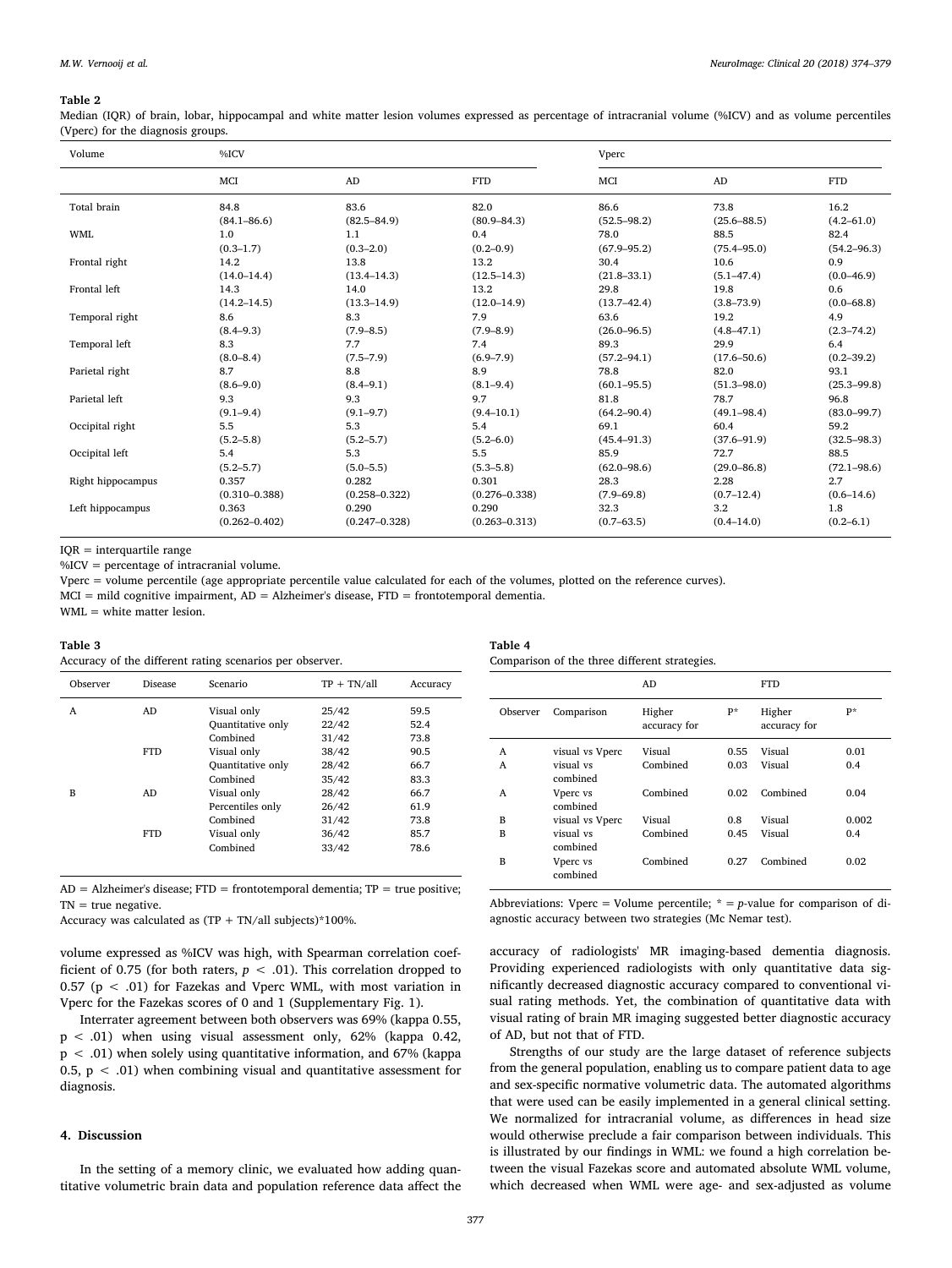**Table 2**

Median (IQR) of brain, lobar, hippocampal and white matter lesion volumes expressed as percentage of intracranial volume (%ICV) and as volume percentiles (Vperc) for the diagnosis groups.

| Volume | %ICV | | | Vperc | | |
|---|---|---|---|---|---|---|
| | MCI | AD | FTD | MCI | AD | FTD |
| Total brain | 84.8 (84.1–86.6) | 83.6 (82.5–84.9) | 82.0 (80.9–84.3) | 86.6 (52.5–98.2) | 73.8 (25.6–88.5) | 16.2 (4.2–61.0) |
| WML | 1.0 (0.3–1.7) | 1.1 (0.3–2.0) | 0.4 (0.2–0.9) | 78.0 (67.9–95.2) | 88.5 (75.4–95.0) | 82.4 (54.2–96.3) |
| Frontal right | 14.2 (14.0–14.4) | 13.8 (13.4–14.3) | 13.2 (12.5–14.3) | 30.4 (21.8–33.1) | 10.6 (5.1–47.4) | 0.9 (0.0–46.9) |
| Frontal left | 14.3 (14.2–14.5) | 14.0 (13.3–14.9) | 13.2 (12.0–14.9) | 29.8 (13.7–42.4) | 19.8 (3.8–73.9) | 0.6 (0.0–68.8) |
| Temporal right | 8.6 (8.4–9.3) | 8.3 (7.9–8.5) | 7.9 (7.9–8.9) | 63.6 (26.0–96.5) | 19.2 (4.8–47.1) | 4.9 (2.3–74.2) |
| Temporal left | 8.3 (8.0–8.4) | 7.7 (7.5–7.9) | 7.4 (6.9–7.9) | 89.3 (57.2–94.1) | 29.9 (17.6–50.6) | 6.4 (0.2–39.2) |
| Parietal right | 8.7 (8.6–9.0) | 8.8 (8.4–9.1) | 8.9 (8.1–9.4) | 78.8 (60.1–95.5) | 82.0 (51.3–98.0) | 93.1 (25.3–99.8) |
| Parietal left | 9.3 (9.1–9.4) | 9.3 (9.1–9.7) | 9.7 (9.4–10.1) | 81.8 (64.2–90.4) | 78.7 (49.1–98.4) | 96.8 (83.0–99.7) |
| Occipital right | 5.5 (5.2–5.8) | 5.3 (5.2–5.7) | 5.4 (5.2–6.0) | 69.1 (45.4–91.3) | 60.4 (37.6–91.9) | 59.2 (32.5–98.3) |
| Occipital left | 5.4 (5.2–5.7) | 5.3 (5.0–5.5) | 5.5 (5.3–5.8) | 85.9 (62.0–98.6) | 72.7 (29.0–86.8) | 88.5 (72.1–98.6) |
| Right hippocampus | 0.357 (0.310–0.388) | 0.282 (0.258–0.322) | 0.301 (0.276–0.338) | 28.3 (7.9–69.8) | 2.28 (0.7–12.4) | 2.7 (0.6–14.6) |
| Left hippocampus | 0.363 (0.262–0.402) | 0.290 (0.247–0.328) | 0.290 (0.263–0.313) | 32.3 (0.7–63.5) | 3.2 (0.4–14.0) | 1.8 (0.2–6.1) |

IQR = interquartile range

%ICV = percentage of intracranial volume.

Vperc = volume percentile (age appropriate percentile value calculated for each of the volumes, plotted on the reference curves).

MCI = mild cognitive impairment, AD = Alzheimer's disease, FTD = frontotemporal dementia.

WML = white matter lesion.

**Table 3**

Accuracy of the different rating scenarios per observer.

| Observer | Disease | Scenario | TP + TN/all | Accuracy |
|---|---|---|---|---|
| A | AD | Visual only | 25/42 | 59.5 |
| | | Quantitative only | 22/42 | 52.4 |
| | | Combined | 31/42 | 73.8 |
| | FTD | Visual only | 38/42 | 90.5 |
| | | Quantitative only | 28/42 | 66.7 |
| | | Combined | 35/42 | 83.3 |
| B | AD | Visual only | 28/42 | 66.7 |
| | | Percentiles only | 26/42 | 61.9 |
| | | Combined | 31/42 | 73.8 |
| | FTD | Visual only | 36/42 | 85.7 |
| | | Combined | 33/42 | 78.6 |

AD = Alzheimer's disease; FTD = frontotemporal dementia; TP = true positive; TN = true negative.

Accuracy was calculated as (TP + TN/all subjects)*100%.

**Table 4**

Comparison of the three different strategies.

| | | AD | | FTD | |
|---|---|---|---|---|---|
| Observer | Comparison | Higher accuracy for | P* | Higher accuracy for | P* |
| A | visual vs Vperc | Visual | 0.55 | Visual | 0.01 |
| A | visual vs combined | Combined | 0.03 | Visual | 0.4 |
| A | Vperc vs combined | Combined | 0.02 | Combined | 0.04 |
| B | visual vs Vperc | Visual | 0.8 | Visual | 0.002 |
| B | visual vs combined | Combined | 0.45 | Visual | 0.4 |
| B | Vperc vs combined | Combined | 0.27 | Combined | 0.02 |

Abbreviations: Vperc = Volume percentile; * = *p*-value for comparison of diagnostic accuracy between two strategies (Mc Nemar test).

volume expressed as %ICV was high, with Spearman correlation coefficient of 0.75 (for both raters, $p < .01$). This correlation dropped to 0.57 ($p < .01$) for Fazekas and Vperc WML, with most variation in Vperc for the Fazekas scores of 0 and 1 (Supplementary Fig. 1).

Interrater agreement between both observers was 69% (kappa 0.55, $p < .01$) when using visual assessment only, 62% (kappa 0.42, $p < .01$) when solely using quantitative information, and 67% (kappa 0.5, $p < .01$) when combining visual and quantitative assessment for diagnosis.

## 4. Discussion

In the setting of a memory clinic, we evaluated how adding quantitative volumetric brain data and population reference data affect the accuracy of radiologists' MR imaging-based dementia diagnosis. Providing experienced radiologists with only quantitative data significantly decreased diagnostic accuracy compared to conventional visual rating methods. Yet, the combination of quantitative data with visual rating of brain MR imaging suggested better diagnostic accuracy of AD, but not that of FTD.

Strengths of our study are the large dataset of reference subjects from the general population, enabling us to compare patient data to age and sex-specific normative volumetric data. The automated algorithms that were used can be easily implemented in a general clinical setting. We normalized for intracranial volume, as differences in head size would otherwise preclude a fair comparison between individuals. This is illustrated by our findings in WML: we found a high correlation between the visual Fazekas score and automated absolute WML volume, which decreased when WML were age- and sex-adjusted as volume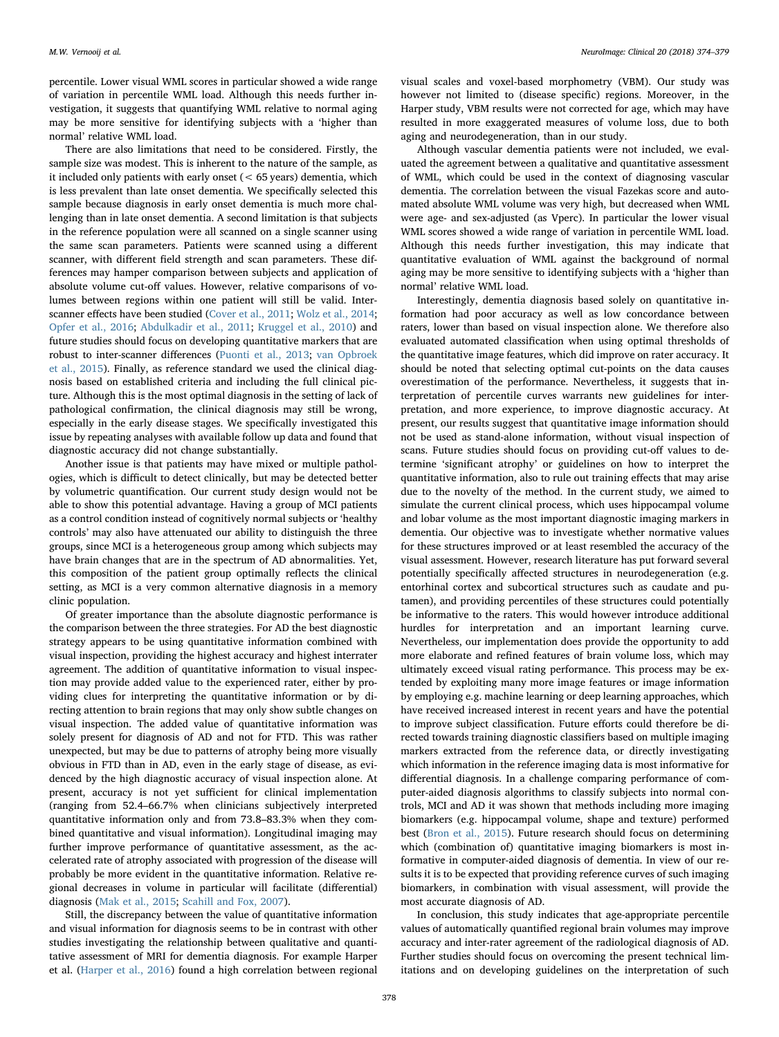percentile. Lower visual WML scores in particular showed a wide range of variation in percentile WML load. Although this needs further investigation, it suggests that quantifying WML relative to normal aging may be more sensitive for identifying subjects with a 'higher than normal' relative WML load.

There are also limitations that need to be considered. Firstly, the sample size was modest. This is inherent to the nature of the sample, as it included only patients with early onset (< 65 years) dementia, which is less prevalent than late onset dementia. We specifically selected this sample because diagnosis in early onset dementia is much more challenging than in late onset dementia. A second limitation is that subjects in the reference population were all scanned on a single scanner using the same scan parameters. Patients were scanned using a different scanner, with different field strength and scan parameters. These differences may hamper comparison between subjects and application of absolute volume cut-off values. However, relative comparisons of volumes between regions within one patient will still be valid. Inter-scanner effects have been studied (Cover et al., 2011; Wolz et al., 2014; Opfer et al., 2016; Abdulkadir et al., 2011; Kruggel et al., 2010) and future studies should focus on developing quantitative markers that are robust to inter-scanner differences (Puonti et al., 2013; van Opbroek et al., 2015). Finally, as reference standard we used the clinical diagnosis based on established criteria and including the full clinical picture. Although this is the most optimal diagnosis in the setting of lack of pathological confirmation, the clinical diagnosis may still be wrong, especially in the early disease stages. We specifically investigated this issue by repeating analyses with available follow up data and found that diagnostic accuracy did not change substantially.

Another issue is that patients may have mixed or multiple pathologies, which is difficult to detect clinically, but may be detected better by volumetric quantification. Our current study design would not be able to show this potential advantage. Having a group of MCI patients as a control condition instead of cognitively normal subjects or 'healthy controls' may also have attenuated our ability to distinguish the three groups, since MCI is a heterogeneous group among which subjects may have brain changes that are in the spectrum of AD abnormalities. Yet, this composition of the patient group optimally reflects the clinical setting, as MCI is a very common alternative diagnosis in a memory clinic population.

Of greater importance than the absolute diagnostic performance is the comparison between the three strategies. For AD the best diagnostic strategy appears to be using quantitative information combined with visual inspection, providing the highest accuracy and highest interrater agreement. The addition of quantitative information to visual inspection may provide added value to the experienced rater, either by providing clues for interpreting the quantitative information or by directing attention to brain regions that may only show subtle changes on visual inspection. The added value of quantitative information was solely present for diagnosis of AD and not for FTD. This was rather unexpected, but may be due to patterns of atrophy being more visually obvious in FTD than in AD, even in the early stage of disease, as evidenced by the high diagnostic accuracy of visual inspection alone. At present, accuracy is not yet sufficient for clinical implementation (ranging from 52.4–66.7% when clinicians subjectively interpreted quantitative information only and from 73.8–83.3% when they combined quantitative and visual information). Longitudinal imaging may further improve performance of quantitative assessment, as the accelerated rate of atrophy associated with progression of the disease will probably be more evident in the quantitative information. Relative regional decreases in volume in particular will facilitate (differential) diagnosis (Mak et al., 2015; Scahill and Fox, 2007).

Still, the discrepancy between the value of quantitative information and visual information for diagnosis seems to be in contrast with other studies investigating the relationship between qualitative and quantitative assessment of MRI for dementia diagnosis. For example Harper et al. (Harper et al., 2016) found a high correlation between regional visual scales and voxel-based morphometry (VBM). Our study was however not limited to (disease specific) regions. Moreover, in the Harper study, VBM results were not corrected for age, which may have resulted in more exaggerated measures of volume loss, due to both aging and neurodegeneration, than in our study.

Although vascular dementia patients were not included, we evaluated the agreement between a qualitative and quantitative assessment of WML, which could be used in the context of diagnosing vascular dementia. The correlation between the visual Fazekas score and automated absolute WML volume was very high, but decreased when WML were age- and sex-adjusted (as Vperc). In particular the lower visual WML scores showed a wide range of variation in percentile WML load. Although this needs further investigation, this may indicate that quantitative evaluation of WML against the background of normal aging may be more sensitive to identifying subjects with a 'higher than normal' relative WML load.

Interestingly, dementia diagnosis based solely on quantitative information had poor accuracy as well as low concordance between raters, lower than based on visual inspection alone. We therefore also evaluated automated classification when using optimal thresholds of the quantitative image features, which did improve on rater accuracy. It should be noted that selecting optimal cut-points on the data causes overestimation of the performance. Nevertheless, it suggests that interpretation of percentile curves warrants new guidelines for interpretation, and more experience, to improve diagnostic accuracy. At present, our results suggest that quantitative image information should not be used as stand-alone information, without visual inspection of scans. Future studies should focus on providing cut-off values to determine 'significant atrophy' or guidelines on how to interpret the quantitative information, also to rule out training effects that may arise due to the novelty of the method. In the current study, we aimed to simulate the current clinical process, which uses hippocampal volume and lobar volume as the most important diagnostic imaging markers in dementia. Our objective was to investigate whether normative values for these structures improved or at least resembled the accuracy of the visual assessment. However, research literature has put forward several potentially specifically affected structures in neurodegeneration (e.g. entorhinal cortex and subcortical structures such as caudate and putamen), and providing percentiles of these structures could potentially be informative to the raters. This would however introduce additional hurdles for interpretation and an important learning curve. Nevertheless, our implementation does provide the opportunity to add more elaborate and refined features of brain volume loss, which may ultimately exceed visual rating performance. This process may be extended by exploiting many more image features or image information by employing e.g. machine learning or deep learning approaches, which have received increased interest in recent years and have the potential to improve subject classification. Future efforts could therefore be directed towards training diagnostic classifiers based on multiple imaging markers extracted from the reference data, or directly investigating which information in the reference imaging data is most informative for differential diagnosis. In a challenge comparing performance of computer-aided diagnosis algorithms to classify subjects into normal controls, MCI and AD it was shown that methods including more imaging biomarkers (e.g. hippocampal volume, shape and texture) performed best (Bron et al., 2015). Future research should focus on determining which (combination of) quantitative imaging biomarkers is most informative in computer-aided diagnosis of dementia. In view of our results it is to be expected that providing reference curves of such imaging biomarkers, in combination with visual assessment, will provide the most accurate diagnosis of AD.

In conclusion, this study indicates that age-appropriate percentile values of automatically quantified regional brain volumes may improve accuracy and inter-rater agreement of the radiological diagnosis of AD. Further studies should focus on overcoming the present technical limitations and on developing guidelines on the interpretation of such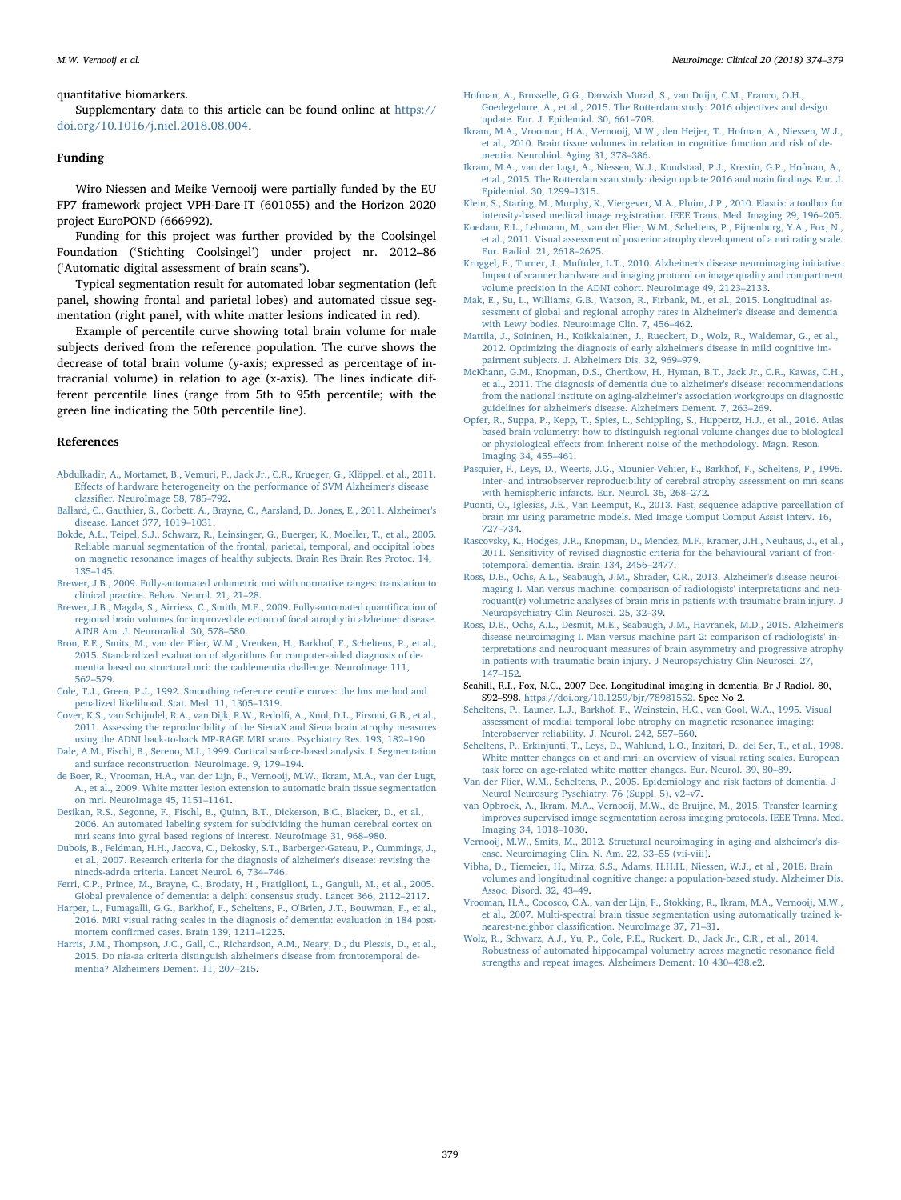quantitative biomarkers.

Supplementary data to this article can be found online at https://doi.org/10.1016/j.nicl.2018.08.004.

## Funding

Wiro Niessen and Meike Vernooij were partially funded by the EU FP7 framework project VPH-Dare-IT (601055) and the Horizon 2020 project EuroPOND (666992).

Funding for this project was further provided by the Coolsingel Foundation ('Stichting Coolsingel') under project nr. 2012–86 ('Automatic digital assessment of brain scans').

Typical segmentation result for automated lobar segmentation (left panel, showing frontal and parietal lobes) and automated tissue segmentation (right panel, with white matter lesions indicated in red).

Example of percentile curve showing total brain volume for male subjects derived from the reference population. The curve shows the decrease of total brain volume (y-axis; expressed as percentage of intracranial volume) in relation to age (x-axis). The lines indicate different percentile lines (range from 5th to 95th percentile; with the green line indicating the 50th percentile line).

## References

Abdulkadir, A., Mortamet, B., Vemuri, P., Jack Jr., C.R., Krueger, G., Klöppel, et al., 2011. Effects of hardware heterogeneity on the performance of SVM Alzheimer's disease classifier. NeuroImage 58, 785–792.

Ballard, C., Gauthier, S., Corbett, A., Brayne, C., Aarsland, D., Jones, E., 2011. Alzheimer's disease. Lancet 377, 1019–1031.

Bokde, A.L., Teipel, S.J., Schwarz, R., Leinsinger, G., Buerger, K., Moeller, T., et al., 2005. Reliable manual segmentation of the frontal, parietal, temporal, and occipital lobes on magnetic resonance images of healthy subjects. Brain Res Brain Res Protoc. 14, 135–145.

Brewer, J.B., 2009. Fully-automated volumetric mri with normative ranges: translation to clinical practice. Behav. Neurol. 21, 21–28.

Brewer, J.B., Magda, S., Airriess, C., Smith, M.E., 2009. Fully-automated quantification of regional brain volumes for improved detection of focal atrophy in alzheimer disease. AJNR Am. J. Neuroradiol. 30, 578–580.

Bron, E.E., Smits, M., van der Flier, W.M., Vrenken, H., Barkhof, F., Scheltens, P., et al., 2015. Standardized evaluation of algorithms for computer-aided diagnosis of dementia based on structural mri: the caddementia challenge. NeuroImage 111, 562–579.

Cole, T.J., Green, P.J., 1992. Smoothing reference centile curves: the lms method and penalized likelihood. Stat. Med. 11, 1305–1319.

Cover, K.S., van Schijndel, R.A., van Dijk, R.W., Redolfi, A., Knol, D.L., Firsoni, G.B., et al., 2011. Assessing the reproducibility of the SienaX and Siena brain atrophy measures using the ADNI back-to-back MP-RAGE MRI scans. Psychiatry Res. 193, 182–190.

Dale, A.M., Fischl, B., Sereno, M.I., 1999. Cortical surface-based analysis. I. Segmentation and surface reconstruction. Neuroimage. 9, 179–194.

de Boer, R., Vrooman, H.A., van der Lijn, F., Vernooij, M.W., Ikram, M.A., van der Lugt, A., et al., 2009. White matter lesion extension to automatic brain tissue segmentation on mri. NeuroImage 45, 1151–1161.

Desikan, R.S., Segonne, F., Fischl, B., Quinn, B.T., Dickerson, B.C., Blacker, D., et al., 2006. An automated labeling system for subdividing the human cerebral cortex on mri scans into gyral based regions of interest. NeuroImage 31, 968–980.

Dubois, B., Feldman, H.H., Jacova, C., Dekosky, S.T., Barberger-Gateau, P., Cummings, J., et al., 2007. Research criteria for the diagnosis of alzheimer's disease: revising the nincds-adrda criteria. Lancet Neurol. 6, 734–746.

Ferri, C.P., Prince, M., Brayne, C., Brodaty, H., Fratiglioni, L., Ganguli, M., et al., 2005. Global prevalence of dementia: a delphi consensus study. Lancet 366, 2112–2117.

Harper, L., Fumagalli, G.G., Barkhof, F., Scheltens, P., O'Brien, J.T., Bouwman, F., et al., 2016. MRI visual rating scales in the diagnosis of dementia: evaluation in 184 post-mortem confirmed cases. Brain 139, 1211–1225.

Harris, J.M., Thompson, J.C., Gall, C., Richardson, A.M., Neary, D., du Plessis, D., et al., 2015. Do nia-aa criteria distinguish alzheimer's disease from frontotemporal dementia? Alzheimers Dement. 11, 207–215.

Hofman, A., Brusselle, G.G., Darwish Murad, S., van Duijn, C.M., Franco, O.H., Goedegebure, A., et al., 2015. The Rotterdam study: 2016 objectives and design update. Eur. J. Epidemiol. 30, 661–708.

Ikram, M.A., Vrooman, H.A., Vernooij, M.W., den Heijer, T., Hofman, A., Niessen, W.J., et al., 2010. Brain tissue volumes in relation to cognitive function and risk of dementia. Neurobiol. Aging 31, 378–386.

Ikram, M.A., van der Lugt, A., Niessen, W.J., Koudstaal, P.J., Krestin, G.P., Hofman, A., et al., 2015. The Rotterdam scan study: design update 2016 and main findings. Eur. J. Epidemiol. 30, 1299–1315.

Klein, S., Staring, M., Murphy, K., Viergever, M.A., Pluim, J.P., 2010. Elastix: a toolbox for intensity-based medical image registration. IEEE Trans. Med. Imaging 29, 196–205.

Koedam, E.L., Lehmann, M., van der Flier, W.M., Scheltens, P., Pijnenburg, Y.A., Fox, N., et al., 2011. Visual assessment of posterior atrophy development of a mri rating scale. Eur. Radiol. 21, 2618–2625.

Kruggel, F., Turner, J., Muftuler, L.T., 2010. Alzheimer's disease neuroimaging initiative. Impact of scanner hardware and imaging protocol on image quality and compartment volume precision in the ADNI cohort. NeuroImage 49, 2123–2133.

Mak, E., Su, L., Williams, G.B., Watson, R., Firbank, M., et al., 2015. Longitudinal assessment of global and regional atrophy rates in Alzheimer's disease and dementia with Lewy bodies. Neuroimage Clin. 7, 456–462.

Mattila, J., Soininen, H., Koikkalainen, J., Rueckert, D., Wolz, R., Waldemar, G., et al., 2012. Optimizing the diagnosis of early alzheimer's disease in mild cognitive impairment subjects. J. Alzheimers Dis. 32, 969–979.

McKhann, G.M., Knopman, D.S., Chertkow, H., Hyman, B.T., Jack Jr., C.R., Kawas, C.H., et al., 2011. The diagnosis of dementia due to alzheimer's disease: recommendations from the national institute on aging-alzheimer's association workgroups on diagnostic guidelines for alzheimer's disease. Alzheimers Dement. 7, 263–269.

Opfer, R., Suppa, P., Kepp, T., Spies, L., Schippling, S., Huppertz, H.J., et al., 2016. Atlas based brain volumetry: how to distinguish regional volume changes due to biological or physiological effects from inherent noise of the methodology. Magn. Reson. Imaging 34, 455–461.

Pasquier, F., Leys, D., Weerts, J.G., Mounier-Vehier, F., Barkhof, F., Scheltens, P., 1996. Inter- and intraobserver reproducibility of cerebral atrophy assessment on mri scans with hemispheric infarcts. Eur. Neurol. 36, 268–272.

Puonti, O., Iglesias, J.E., Van Leemput, K., 2013. Fast, sequence adaptive parcellation of brain mr using parametric models. Med Image Comput Comput Assist Interv. 16, 727–734.

Rascovsky, K., Hodges, J.R., Knopman, D., Mendez, M.F., Kramer, J.H., Neuhaus, J., et al., 2011. Sensitivity of revised diagnostic criteria for the behavioural variant of frontotemporal dementia. Brain 134, 2456–2477.

Ross, D.E., Ochs, A.L., Seabaugh, J.M., Shrader, C.R., 2013. Alzheimer's disease neuroimaging I. Man versus machine: comparison of radiologists' interpretations and neuroquant(r) volumetric analyses of brain mris in patients with traumatic brain injury. J Neuropsychiatry Clin Neurosci. 25, 32–39.

Ross, D.E., Ochs, A.L., Desmit, M.E., Seabaugh, J.M., Havranek, M.D., 2015. Alzheimer's disease neuroimaging I. Man versus machine part 2: comparison of radiologists' interpretations and neuroquant measures of brain asymmetry and progressive atrophy in patients with traumatic brain injury. J Neuropsychiatry Clin Neurosci. 27, 147–152.

Scahill, R.I., Fox, N.C., 2007 Dec. Longitudinal imaging in dementia. Br J Radiol. 80, S92–S98. https://doi.org/10.1259/bjr/78981552. Spec No 2.

Scheltens, P., Launer, L.J., Barkhof, F., Weinstein, H.C., van Gool, W.A., 1995. Visual assessment of medial temporal lobe atrophy on magnetic resonance imaging: Interobserver reliability. J. Neurol. 242, 557–560.

Scheltens, P., Erkinjunti, T., Leys, D., Wahlund, L.O., Inzitari, D., del Ser, T., et al., 1998. White matter changes on ct and mri: an overview of visual rating scales. European task force on age-related white matter changes. Eur. Neurol. 39, 80–89.

Van der Flier, W.M., Scheltens, P., 2005. Epidemiology and risk factors of dementia. J Neurol Neurosurg Psychiatry. 76 (Suppl. 5), v2–v7.

van Opbroek, A., Ikram, M.A., Vernooij, M.W., de Bruijne, M., 2015. Transfer learning improves supervised image segmentation across imaging protocols. IEEE Trans. Med. Imaging 34, 1018–1030.

Vernooij, M.W., Smits, M., 2012. Structural neuroimaging in aging and alzheimer's disease. Neuroimaging Clin. N. Am. 22, 33–55 (vii-viii).

Vibha, D., Tiemeier, H., Mirza, S.S., Adams, H.H.H., Niessen, W.J., et al., 2018. Brain volumes and longitudinal cognitive change: a population-based study. Alzheimer Dis. Assoc. Disord. 32, 43–49.

Vrooman, H.A., Cocosco, C.A., van der Lijn, F., Stokking, R., Ikram, M.A., Vernooij, M.W., et al., 2007. Multi-spectral brain tissue segmentation using automatically trained k-nearest-neighbor classification. NeuroImage 37, 71–81.

Wolz, R., Schwarz, A.J., Yu, P., Cole, P.E., Ruckert, D., Jack Jr., C.R., et al., 2014. Robustness of automated hippocampal volumetry across magnetic resonance field strengths and repeat images. Alzheimers Dement. 10 430–438.e2.